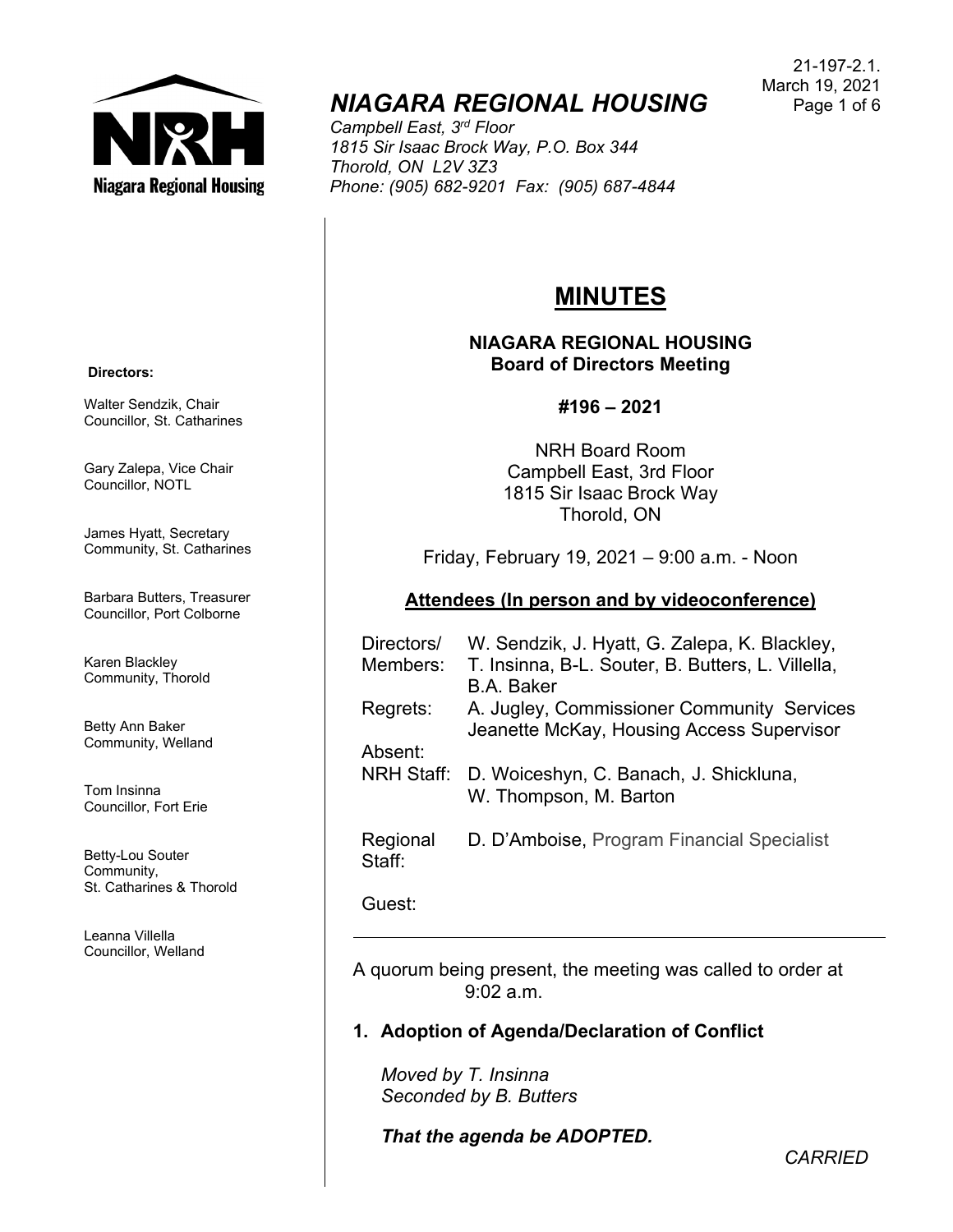# NIAGARA REGIONAL HOUSING

*Campbell East, 3rd Floor*
*1815 Sir Isaac Brock Way, P.O. Box 344*
*Thorold, ON L2V 3Z3*
*Phone: (905) 682-9201 Fax: (905) 687-4844*

21-197-2.1.
March 19, 2021

**Directors:**

Walter Sendzik, Chair
Councillor, St. Catharines

Gary Zalepa, Vice Chair
Councillor, NOTL

James Hyatt, Secretary
Community, St. Catharines

Barbara Butters, Treasurer
Councillor, Port Colborne

Karen Blackley
Community, Thorold

Betty Ann Baker
Community, Welland

Tom Insinna
Councillor, Fort Erie

Betty-Lou Souter
Community,
St. Catharines & Thorold

Leanna Villella
Councillor, Welland

## MINUTES

**NIAGARA REGIONAL HOUSING**
**Board of Directors Meeting**

**#196 – 2021**

NRH Board Room
Campbell East, 3rd Floor
1815 Sir Isaac Brock Way
Thorold, ON

Friday, February 19, 2021 – 9:00 a.m. - Noon

**Attendees (In person and by videoconference)**

| | |
|---|---|
| Directors/ Members: | W. Sendzik, J. Hyatt, G. Zalepa, K. Blackley, T. Insinna, B-L. Souter, B. Butters, L. Villella, B.A. Baker |
| Regrets: | A. Jugley, Commissioner Community Services<br>Jeanette McKay, Housing Access Supervisor |
| Absent: | |
| NRH Staff: | D. Woiceshyn, C. Banach, J. Shickluna, W. Thompson, M. Barton |
| Regional Staff: | D. D'Amboise, Program Financial Specialist |
| Guest: | |

A quorum being present, the meeting was called to order at 9:02 a.m.

**1. Adoption of Agenda/Declaration of Conflict**

*Moved by T. Insinna*
*Seconded by B. Butters*

***That the agenda be ADOPTED.***

*CARRIED*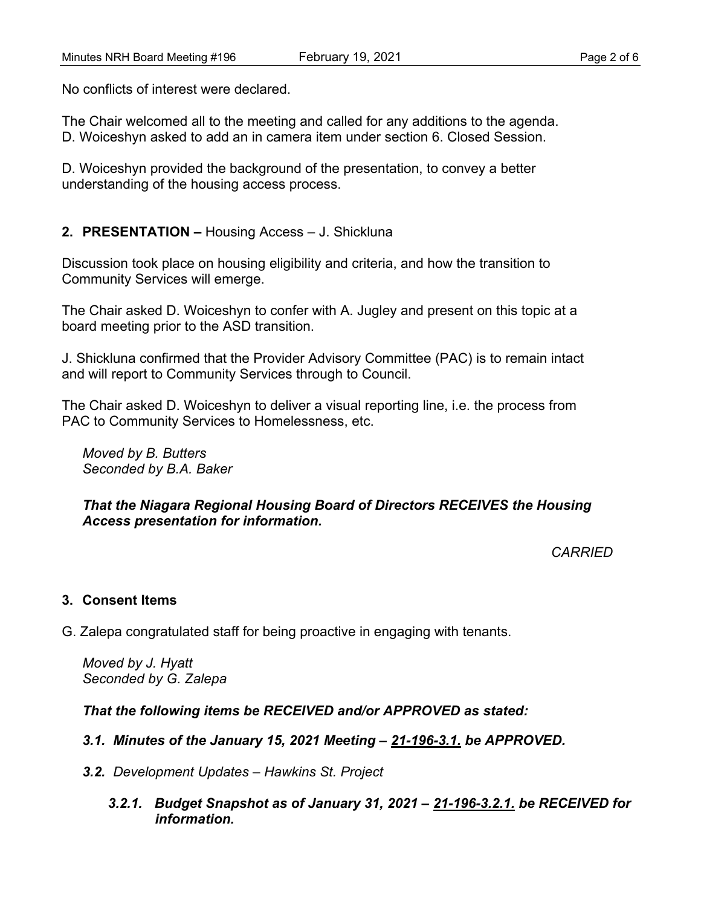No conflicts of interest were declared.

The Chair welcomed all to the meeting and called for any additions to the agenda. D. Woiceshyn asked to add an in camera item under section 6. Closed Session.

D. Woiceshyn provided the background of the presentation, to convey a better understanding of the housing access process.

## 2. PRESENTATION – Housing Access – J. Shickluna

Discussion took place on housing eligibility and criteria, and how the transition to Community Services will emerge.

The Chair asked D. Woiceshyn to confer with A. Jugley and present on this topic at a board meeting prior to the ASD transition.

J. Shickluna confirmed that the Provider Advisory Committee (PAC) is to remain intact and will report to Community Services through to Council.

The Chair asked D. Woiceshyn to deliver a visual reporting line, i.e. the process from PAC to Community Services to Homelessness, etc.

*Moved by B. Butters*
*Seconded by B.A. Baker*

***That the Niagara Regional Housing Board of Directors RECEIVES the Housing Access presentation for information.***

*CARRIED*

## 3. Consent Items

G. Zalepa congratulated staff for being proactive in engaging with tenants.

*Moved by J. Hyatt*
*Seconded by G. Zalepa*

***That the following items be RECEIVED and/or APPROVED as stated:***

***3.1. Minutes of the January 15, 2021 Meeting – 21-196-3.1. be APPROVED.***

***3.2.*** *Development Updates – Hawkins St. Project*

***3.2.1. Budget Snapshot as of January 31, 2021 – 21-196-3.2.1. be RECEIVED for information.***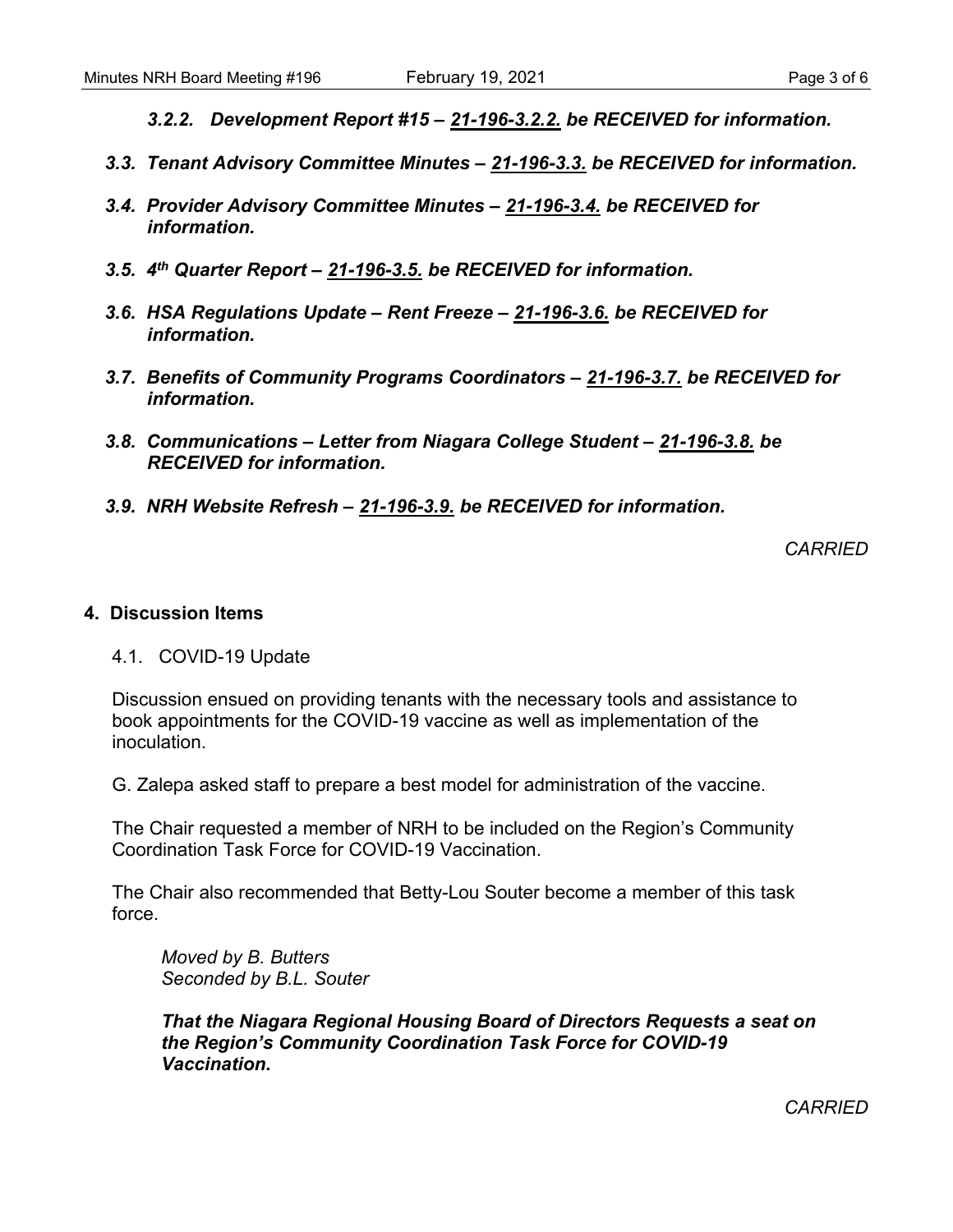*3.2.2. **Development Report #15 – 21-196-3.2.2. be RECEIVED for information.***

***3.3. Tenant Advisory Committee Minutes – 21-196-3.3. be RECEIVED for information.***

***3.4. Provider Advisory Committee Minutes – 21-196-3.4. be RECEIVED for information.***

***3.5. 4th Quarter Report – 21-196-3.5. be RECEIVED for information.***

***3.6. HSA Regulations Update – Rent Freeze – 21-196-3.6. be RECEIVED for information.***

***3.7. Benefits of Community Programs Coordinators – 21-196-3.7. be RECEIVED for information.***

***3.8. Communications – Letter from Niagara College Student – 21-196-3.8. be RECEIVED for information.***

***3.9. NRH Website Refresh – 21-196-3.9. be RECEIVED for information.***

*CARRIED*

## 4. Discussion Items

4.1. COVID-19 Update

Discussion ensued on providing tenants with the necessary tools and assistance to book appointments for the COVID-19 vaccine as well as implementation of the inoculation.

G. Zalepa asked staff to prepare a best model for administration of the vaccine.

The Chair requested a member of NRH to be included on the Region's Community Coordination Task Force for COVID-19 Vaccination.

The Chair also recommended that Betty-Lou Souter become a member of this task force.

*Moved by B. Butters*
*Seconded by B.L. Souter*

***That the Niagara Regional Housing Board of Directors Requests a seat on the Region's Community Coordination Task Force for COVID-19 Vaccination.***

*CARRIED*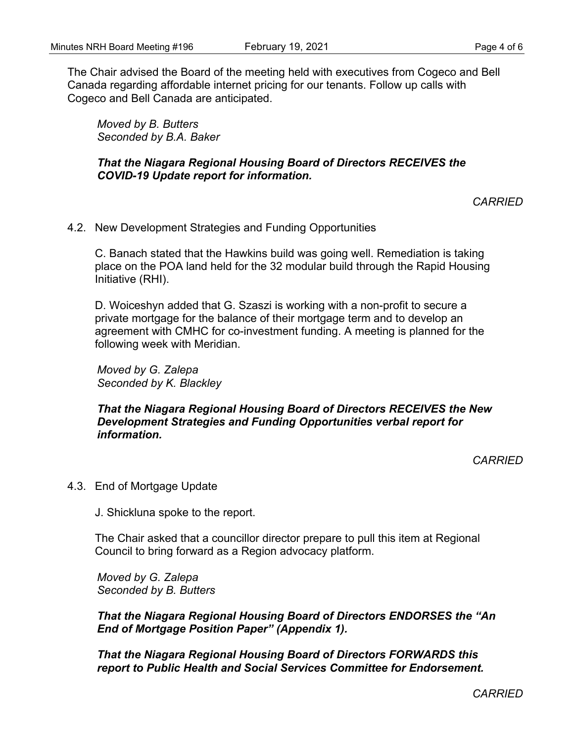The Chair advised the Board of the meeting held with executives from Cogeco and Bell Canada regarding affordable internet pricing for our tenants. Follow up calls with Cogeco and Bell Canada are anticipated.

*Moved by B. Butters*
*Seconded by B.A. Baker*

***That the Niagara Regional Housing Board of Directors RECEIVES the COVID-19 Update report for information.***

*CARRIED*

4.2. New Development Strategies and Funding Opportunities

C. Banach stated that the Hawkins build was going well. Remediation is taking place on the POA land held for the 32 modular build through the Rapid Housing Initiative (RHI).

D. Woiceshyn added that G. Szaszi is working with a non-profit to secure a private mortgage for the balance of their mortgage term and to develop an agreement with CMHC for co-investment funding. A meeting is planned for the following week with Meridian.

*Moved by G. Zalepa*
*Seconded by K. Blackley*

***That the Niagara Regional Housing Board of Directors RECEIVES the New Development Strategies and Funding Opportunities verbal report for information.***

*CARRIED*

4.3. End of Mortgage Update

J. Shickluna spoke to the report.

The Chair asked that a councillor director prepare to pull this item at Regional Council to bring forward as a Region advocacy platform.

*Moved by G. Zalepa*
*Seconded by B. Butters*

***That the Niagara Regional Housing Board of Directors ENDORSES the "An End of Mortgage Position Paper" (Appendix 1).***

***That the Niagara Regional Housing Board of Directors FORWARDS this report to Public Health and Social Services Committee for Endorsement.***

*CARRIED*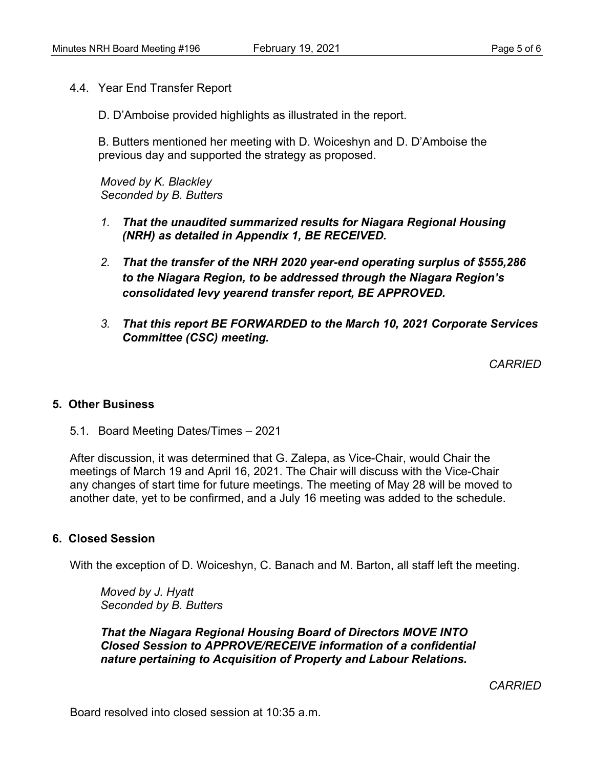### 4.4. Year End Transfer Report

D. D'Amboise provided highlights as illustrated in the report.

B. Butters mentioned her meeting with D. Woiceshyn and D. D'Amboise the previous day and supported the strategy as proposed.

*Moved by K. Blackley*
*Seconded by B. Butters*

1. ***That the unaudited summarized results for Niagara Regional Housing (NRH) as detailed in Appendix 1, BE RECEIVED.***

2. ***That the transfer of the NRH 2020 year-end operating surplus of $555,286 to the Niagara Region, to be addressed through the Niagara Region's consolidated levy yearend transfer report, BE APPROVED.***

3. ***That this report BE FORWARDED to the March 10, 2021 Corporate Services Committee (CSC) meeting.***

*CARRIED*

## 5. Other Business

### 5.1. Board Meeting Dates/Times – 2021

After discussion, it was determined that G. Zalepa, as Vice-Chair, would Chair the meetings of March 19 and April 16, 2021. The Chair will discuss with the Vice-Chair any changes of start time for future meetings. The meeting of May 28 will be moved to another date, yet to be confirmed, and a July 16 meeting was added to the schedule.

## 6. Closed Session

With the exception of D. Woiceshyn, C. Banach and M. Barton, all staff left the meeting.

*Moved by J. Hyatt*
*Seconded by B. Butters*

***That the Niagara Regional Housing Board of Directors MOVE INTO Closed Session to APPROVE/RECEIVE information of a confidential nature pertaining to Acquisition of Property and Labour Relations.***

*CARRIED*

Board resolved into closed session at 10:35 a.m.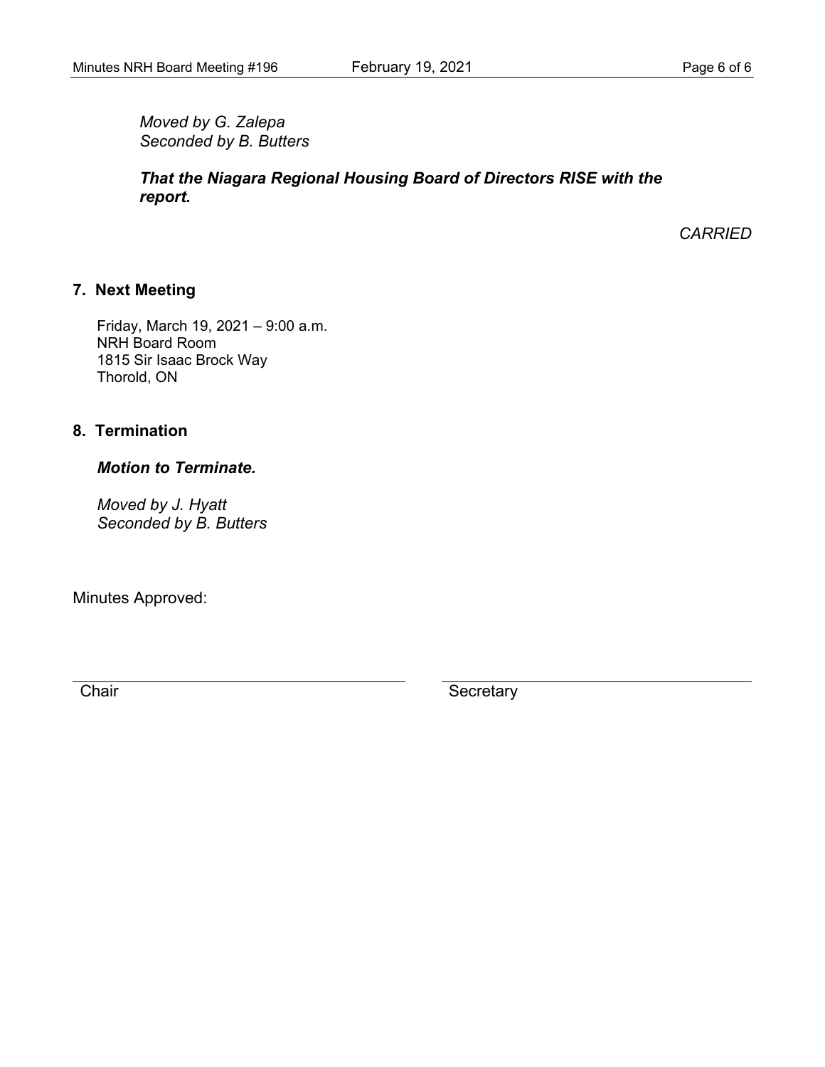*Moved by G. Zalepa*
*Seconded by B. Butters*

***That the Niagara Regional Housing Board of Directors RISE with the report.***

*CARRIED*

## 7. Next Meeting

Friday, March 19, 2021 – 9:00 a.m.
NRH Board Room
1815 Sir Isaac Brock Way
Thorold, ON

## 8. Termination

***Motion to Terminate.***

*Moved by J. Hyatt*
*Seconded by B. Butters*

Minutes Approved:

| | |
|---|---|
| Chair | Secretary |